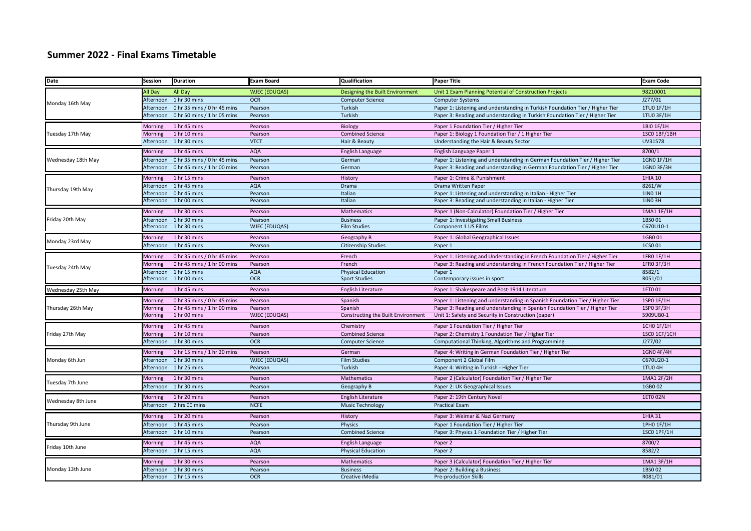## Summer 2022 - Final Exams Timetable

| Date | Session | Duration | Exam Board | Qualification | Paper Title | Exam Code |
|---|---|---|---|---|---|---|
| Monday 16th May | All Day | All Day | WJEC (EDUQAS) | Designing the Built Environment | Unit 1 Exam Planning Potential of Construction Projects | 98210001 |
| | Afternoon | 1 hr 30 mins | OCR | Computer Science | Computer Systems | J277/01 |
| | Afternoon | 0 hr 35 mins / 0 hr 45 mins | Pearson | Turkish | Paper 1: Listening and understanding in Turkish Foundation Tier / Higher Tier | 1TU0 1F/1H |
| | Afternoon | 0 hr 50 mins / 1 hr 05 mins | Pearson | Turkish | Paper 3: Reading and understanding in Turkish Foundation Tier / Higher Tier | 1TU0 3F/1H |
| Tuesday 17th May | Morning | 1 hr 45 mins | Pearson | Biology | Paper 1 Foundation Tier / Higher Tier | 1BI0 1F/1H |
| | Morning | 1 hr 10 mins | Pearson | Combined Science | Paper 1: Biology 1 Foundation Tier / 1 Higher Tier | 1SC0 1BF/1BH |
| | Afternoon | 1 hr 30 mins | VTCT | Hair & Beauty | Understanding the Hair & Beauty Sector | UV31578 |
| Wednesday 18th May | Morning | 1 hr 45 mins | AQA | English Language | English Language Paper 1 | 8700/1 |
| | Afternoon | 0 hr 35 mins / 0 hr 45 mins | Pearson | German | Paper 1: Listening and understanding in German Foundation Tier / Higher Tier | 1GN0 1F/1H |
| | Afternoon | 0 hr 45 mins / 1 hr 00 mins | Pearson | German | Paper 3: Reading and understanding in German Foundation Tier / Higher Tier | 1GN0 3F/3H |
| Thursday 19th May | Morning | 1 hr 15 mins | Pearson | History | Paper 1: Crime & Punishment | 1HIA 10 |
| | Afternoon | 1 hr 45 mins | AQA | Drama | Drama Written Paper | 8261/W |
| | Afternoon | 0 hr 45 mins | Pearson | Italian | Paper 1: Listening and understanding in Italian - Higher Tier | 1IN0 1H |
| | Afternoon | 1 hr 00 mins | Pearson | Italian | Paper 3: Reading and understanding in Italian - Higher Tier | 1IN0 3H |
| Friday 20th May | Morning | 1 hr 30 mins | Pearson | Mathematics | Paper 1 (Non-Calculator) Foundation Tier / Higher Tier | 1MA1 1F/1H |
| | Afternoon | 1 hr 30 mins | Pearson | Business | Paper 1: Investigating Small Business | 1BS0 01 |
| | Afternoon | 1 hr 30 mins | WJEC (EDUQAS) | Film Studies | Component 1 US Films | C670U10-1 |
| Monday 23rd May | Morning | 1 hr 30 mins | Pearson | Geography B | Paper 1: Global Geographical Issues | 1GB0 01 |
| | Afternoon | 1 hr 45 mins | Pearson | Citizenship Studies | Paper 1 | 1CS0 01 |
| Tuesday 24th May | Morning | 0 hr 35 mins / 0 hr 45 mins | Pearson | French | Paper 1: Listening and Understanding in French Foundation Tier / Higher Tier | 1FR0 1F/1H |
| | Morning | 0 hr 45 mins / 1 hr 00 mins | Pearson | French | Paper 3: Reading and understanding in French Foundation Tier / Higher Tier | 1FR0 3F/3H |
| | Afternoon | 1 hr 15 mins | AQA | Physical Education | Paper 1 | 8582/1 |
| | Afternoon | 1 hr 00 mins | OCR | Sport Studies | Contemporary issues in sport | R051/01 |
| Wednesday 25th May | Morning | 1 hr 45 mins | Pearson | English Literature | Paper 1: Shakespeare and Post-1914 Literature | 1ET0 01 |
| Thursday 26th May | Morning | 0 hr 35 mins / 0 hr 45 mins | Pearson | Spanish | Paper 1: Listening and understanding in Spanish Foundation Tier / Higher Tier | 1SP0 1F/1H |
| | Morning | 0 hr 45 mins / 1 hr 00 mins | Pearson | Spanish | Paper 3: Reading and understanding in Spanish Foundation Tier / Higher Tier | 1SP0 3F/3H |
| | Morning | 1 hr 00 mins | WJEC (EDUQAS) | Constructing the Built Environment | Unit 1: Safety and Security in Construction (paper) | 5909UB0-1 |
| Friday 27th May | Morning | 1 hr 45 mins | Pearson | Chemistry | Paper 1 Foundation Tier / Higher Tier | 1CH0 1F/1H |
| | Morning | 1 hr 10 mins | Pearson | Combined Science | Paper 2: Chemistry 1 Foundation Tier / Higher Tier | 1SC0 1CF/1CH |
| | Afternoon | 1 hr 30 mins | OCR | Computer Science | Computational Thinking, Algorithms and Programming | J277/02 |
| Monday 6th Jun | Morning | 1 hr 15 mins / 1 hr 20 mins | Pearson | German | Paper 4: Writing in German Foundation Tier / Higher Tier | 1GN0 4F/4H |
| | Afternoon | 1 hr 30 mins | WJEC (EDUQAS) | Film Studies | Component 2 Global Film | C670U20-1 |
| | Afternoon | 1 hr 25 mins | Pearson | Turkish | Paper 4: Writing in Turkish - Higher Tier | 1TU0 4H |
| Tuesday 7th June | Morning | 1 hr 30 mins | Pearson | Mathematics | Paper 2 (Calculator) Foundation Tier / Higher Tier | 1MA1 2F/2H |
| | Afternoon | 1 hr 30 mins | Pearson | Geography B | Paper 2: UK Geographical Issues | 1GB0 02 |
| Wednesday 8th June | Morning | 1 hr 20 mins | Pearson | English Literature | Paper 2: 19th Century Novel | 1ET0 02N |
| | Afternoon | 2 hrs 00 mins | NCFE | Music Technology | Practical Exam | |
| Thursday 9th June | Morning | 1 hr 20 mins | Pearson | History | Paper 3: Weimar & Nazi Germany | 1HIA 31 |
| | Afternoon | 1 hr 45 mins | Pearson | Physics | Paper 1 Foundation Tier / Higher Tier | 1PH0 1F/1H |
| | Afternoon | 1 hr 10 mins | Pearson | Combined Science | Paper 3: Physics 1 Foundation Tier / Higher Tier | 1SC0 1PF/1H |
| Friday 10th June | Morning | 1 hr 45 mins | AQA | English Language | Paper 2 | 8700/2 |
| | Afternoon | 1 hr 15 mins | AQA | Physical Education | Paper 2 | 8582/2 |
| Monday 13th June | Morning | 1 hr 30 mins | Pearson | Mathematics | Paper 3 (Calculator) Foundation Tier / Higher Tier | 1MA1 3F/1H |
| | Afternoon | 1 hr 30 mins | Pearson | Business | Paper 2: Building a Business | 1BS0 02 |
| | Afternoon | 1 hr 15 mins | OCR | Creative iMedia | Pre-production Skills | R081/01 |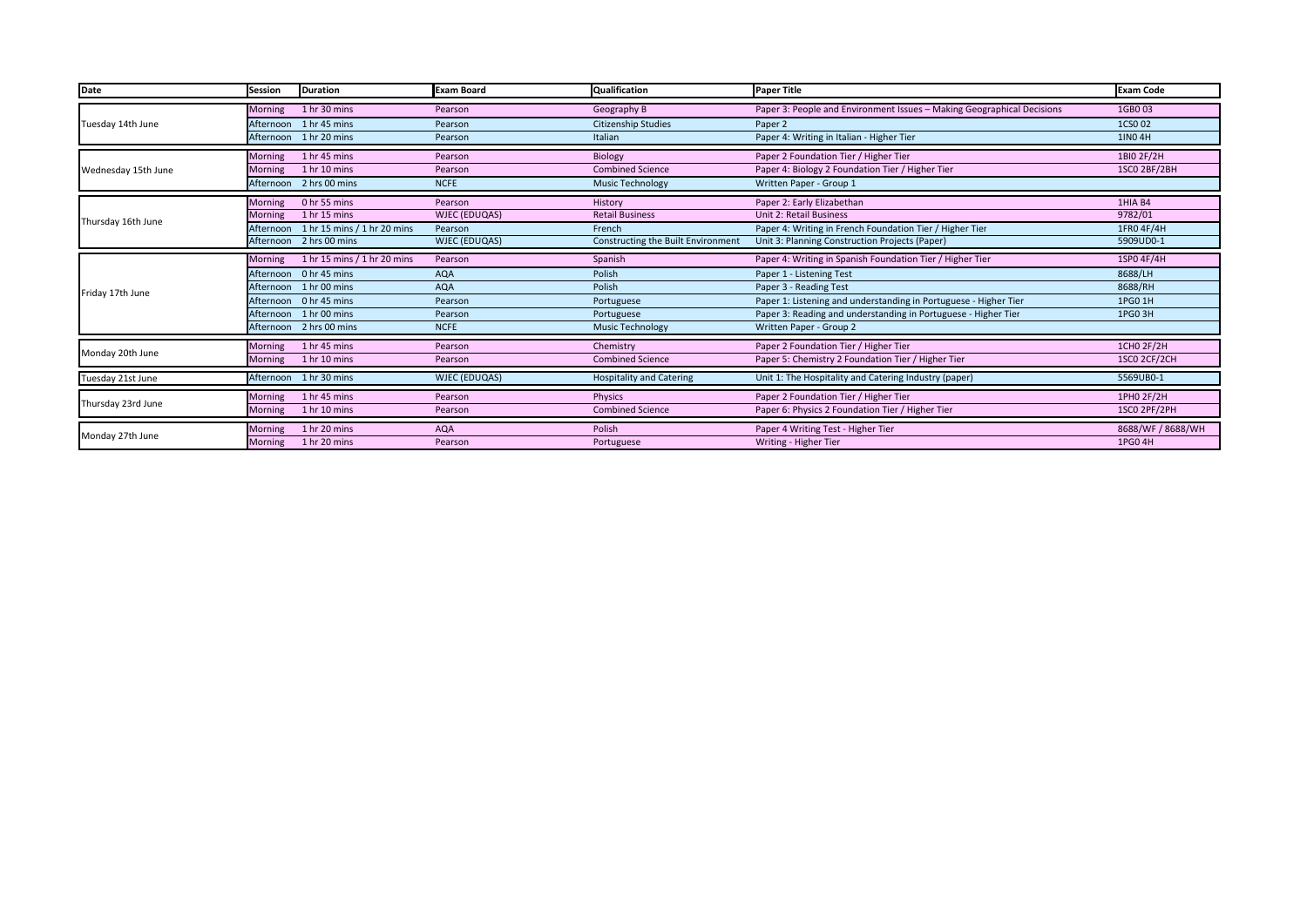| Date | Session | Duration | Exam Board | Qualification | Paper Title | Exam Code |
|---|---|---|---|---|---|---|
| Tuesday 14th June | Morning | 1 hr 30 mins | Pearson | Geography B | Paper 3: People and Environment Issues – Making Geographical Decisions | 1GB0 03 |
| | Afternoon | 1 hr 45 mins | Pearson | Citizenship Studies | Paper 2 | 1CS0 02 |
| | Afternoon | 1 hr 20 mins | Pearson | Italian | Paper 4: Writing in Italian - Higher Tier | 1IN0 4H |
| Wednesday 15th June | Morning | 1 hr 45 mins | Pearson | Biology | Paper 2 Foundation Tier / Higher Tier | 1BI0 2F/2H |
| | Morning | 1 hr 10 mins | Pearson | Combined Science | Paper 4: Biology 2 Foundation Tier / Higher Tier | 1SC0 2BF/2BH |
| | Afternoon | 2 hrs 00 mins | NCFE | Music Technology | Written Paper - Group 1 | |
| Thursday 16th June | Morning | 0 hr 55 mins | Pearson | History | Paper 2: Early Elizabethan | 1HIA B4 |
| | Morning | 1 hr 15 mins | WJEC (EDUQAS) | Retail Business | Unit 2: Retail Business | 9782/01 |
| | Afternoon | 1 hr 15 mins / 1 hr 20 mins | Pearson | French | Paper 4: Writing in French Foundation Tier / Higher Tier | 1FR0 4F/4H |
| | Afternoon | 2 hrs 00 mins | WJEC (EDUQAS) | Constructing the Built Environment | Unit 3: Planning Construction Projects (Paper) | 5909UD0-1 |
| Friday 17th June | Morning | 1 hr 15 mins / 1 hr 20 mins | Pearson | Spanish | Paper 4: Writing in Spanish Foundation Tier / Higher Tier | 1SP0 4F/4H |
| | Afternoon | 0 hr 45 mins | AQA | Polish | Paper 1 - Listening Test | 8688/LH |
| | Afternoon | 1 hr 00 mins | AQA | Polish | Paper 3 - Reading Test | 8688/RH |
| | Afternoon | 0 hr 45 mins | Pearson | Portuguese | Paper 1: Listening and understanding in Portuguese - Higher Tier | 1PG0 1H |
| | Afternoon | 1 hr 00 mins | Pearson | Portuguese | Paper 3: Reading and understanding in Portuguese - Higher Tier | 1PG0 3H |
| | Afternoon | 2 hrs 00 mins | NCFE | Music Technology | Written Paper - Group 2 | |
| Monday 20th June | Morning | 1 hr 45 mins | Pearson | Chemistry | Paper 2 Foundation Tier / Higher Tier | 1CH0 2F/2H |
| | Morning | 1 hr 10 mins | Pearson | Combined Science | Paper 5: Chemistry 2 Foundation Tier / Higher Tier | 1SC0 2CF/2CH |
| Tuesday 21st June | Afternoon | 1 hr 30 mins | WJEC (EDUQAS) | Hospitality and Catering | Unit 1: The Hospitality and Catering Industry (paper) | 5569UB0-1 |
| Thursday 23rd June | Morning | 1 hr 45 mins | Pearson | Physics | Paper 2 Foundation Tier / Higher Tier | 1PH0 2F/2H |
| | Morning | 1 hr 10 mins | Pearson | Combined Science | Paper 6: Physics 2 Foundation Tier / Higher Tier | 1SC0 2PF/2PH |
| Monday 27th June | Morning | 1 hr 20 mins | AQA | Polish | Paper 4 Writing Test - Higher Tier | 8688/WF / 8688/WH |
| | Morning | 1 hr 20 mins | Pearson | Portuguese | Writing - Higher Tier | 1PG0 4H |